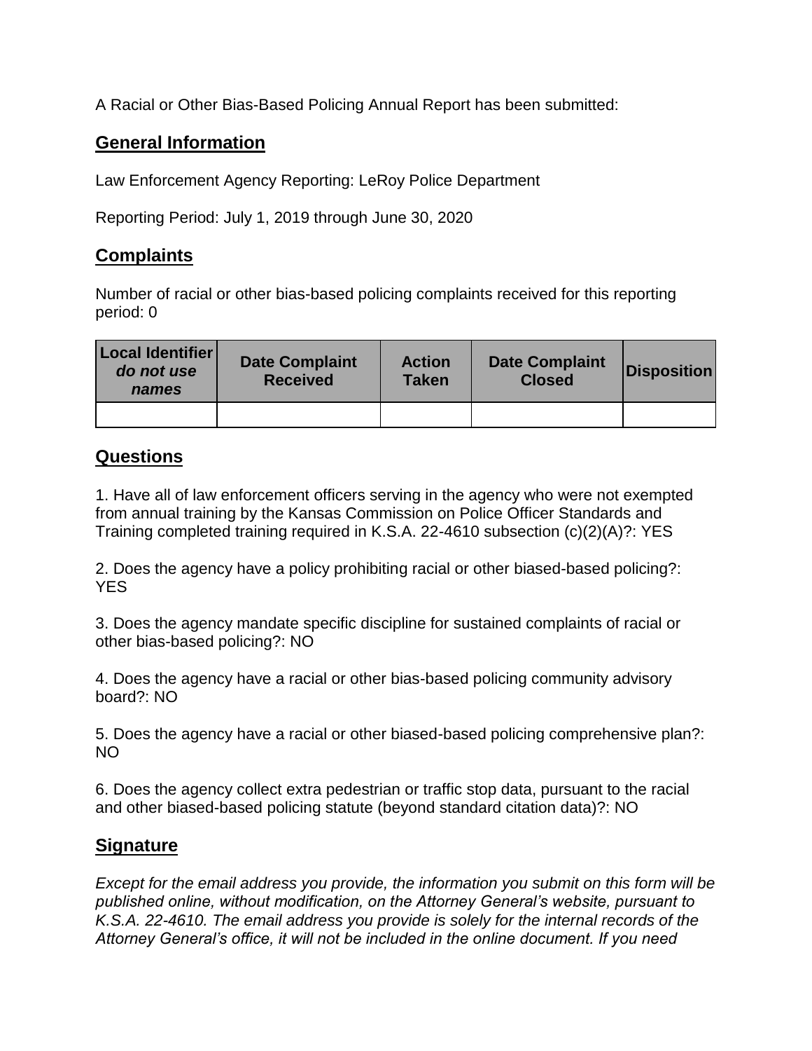A Racial or Other Bias-Based Policing Annual Report has been submitted:

## General Information

Law Enforcement Agency Reporting: LeRoy Police Department

Reporting Period: July 1, 2019 through June 30, 2020

## Complaints

Number of racial or other bias-based policing complaints received for this reporting period: 0

| **Local Identifier** ***do not use names*** | **Date Complaint Received** | **Action Taken** | **Date Complaint Closed** | **Disposition** |
|---|---|---|---|---|
| | | | | |

## Questions

1. Have all of law enforcement officers serving in the agency who were not exempted from annual training by the Kansas Commission on Police Officer Standards and Training completed training required in K.S.A. 22-4610 subsection (c)(2)(A)?: YES

2. Does the agency have a policy prohibiting racial or other biased-based policing?: YES

3. Does the agency mandate specific discipline for sustained complaints of racial or other bias-based policing?: NO

4. Does the agency have a racial or other bias-based policing community advisory board?: NO

5. Does the agency have a racial or other biased-based policing comprehensive plan?: NO

6. Does the agency collect extra pedestrian or traffic stop data, pursuant to the racial and other biased-based policing statute (beyond standard citation data)?: NO

## Signature

*Except for the email address you provide, the information you submit on this form will be published online, without modification, on the Attorney General's website, pursuant to K.S.A. 22-4610. The email address you provide is solely for the internal records of the Attorney General's office, it will not be included in the online document. If you need*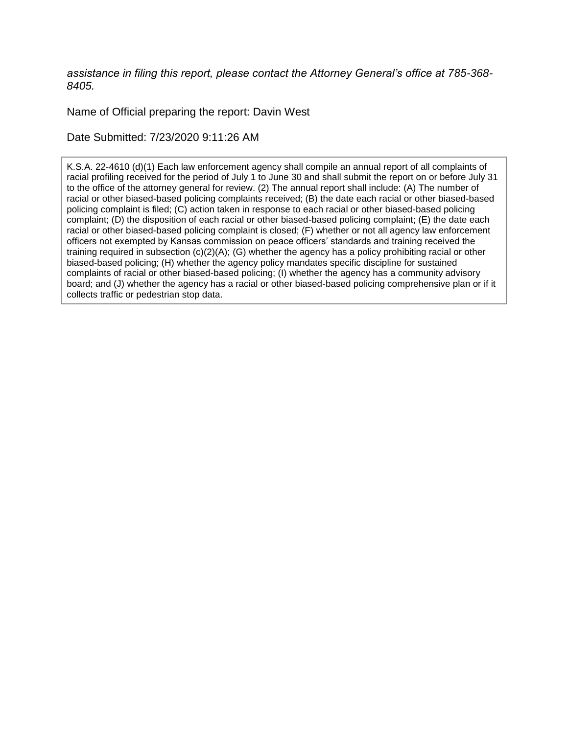*assistance in filing this report, please contact the Attorney General's office at 785-368-8405.*

Name of Official preparing the report: Davin West

Date Submitted: 7/23/2020 9:11:26 AM

K.S.A. 22-4610 (d)(1) Each law enforcement agency shall compile an annual report of all complaints of racial profiling received for the period of July 1 to June 30 and shall submit the report on or before July 31 to the office of the attorney general for review. (2) The annual report shall include: (A) The number of racial or other biased-based policing complaints received; (B) the date each racial or other biased-based policing complaint is filed; (C) action taken in response to each racial or other biased-based policing complaint; (D) the disposition of each racial or other biased-based policing complaint; (E) the date each racial or other biased-based policing complaint is closed; (F) whether or not all agency law enforcement officers not exempted by Kansas commission on peace officers' standards and training received the training required in subsection (c)(2)(A); (G) whether the agency has a policy prohibiting racial or other biased-based policing; (H) whether the agency policy mandates specific discipline for sustained complaints of racial or other biased-based policing; (I) whether the agency has a community advisory board; and (J) whether the agency has a racial or other biased-based policing comprehensive plan or if it collects traffic or pedestrian stop data.